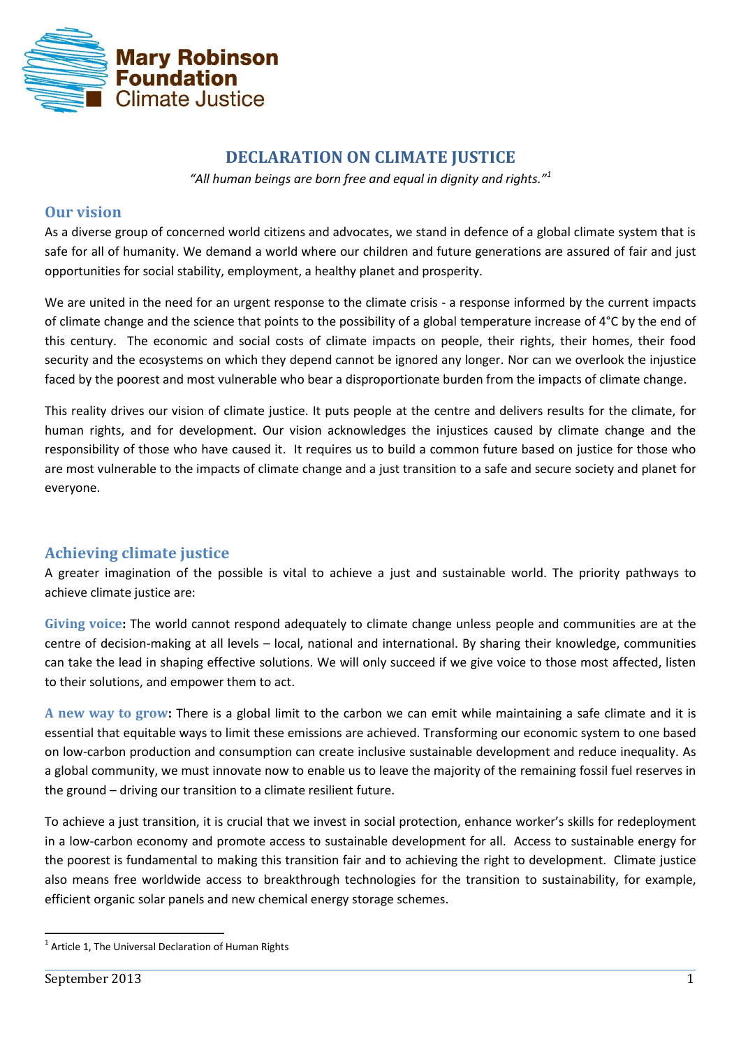Mary Robinson Foundation Climate Justice

# DECLARATION ON CLIMATE JUSTICE

*"All human beings are born free and equal in dignity and rights."*[1]

## Our vision

As a diverse group of concerned world citizens and advocates, we stand in defence of a global climate system that is safe for all of humanity. We demand a world where our children and future generations are assured of fair and just opportunities for social stability, employment, a healthy planet and prosperity.

We are united in the need for an urgent response to the climate crisis - a response informed by the current impacts of climate change and the science that points to the possibility of a global temperature increase of 4°C by the end of this century. The economic and social costs of climate impacts on people, their rights, their homes, their food security and the ecosystems on which they depend cannot be ignored any longer. Nor can we overlook the injustice faced by the poorest and most vulnerable who bear a disproportionate burden from the impacts of climate change.

This reality drives our vision of climate justice. It puts people at the centre and delivers results for the climate, for human rights, and for development. Our vision acknowledges the injustices caused by climate change and the responsibility of those who have caused it. It requires us to build a common future based on justice for those who are most vulnerable to the impacts of climate change and a just transition to a safe and secure society and planet for everyone.

## Achieving climate justice

A greater imagination of the possible is vital to achieve a just and sustainable world. The priority pathways to achieve climate justice are:

**Giving voice:** The world cannot respond adequately to climate change unless people and communities are at the centre of decision-making at all levels – local, national and international. By sharing their knowledge, communities can take the lead in shaping effective solutions. We will only succeed if we give voice to those most affected, listen to their solutions, and empower them to act.

**A new way to grow:** There is a global limit to the carbon we can emit while maintaining a safe climate and it is essential that equitable ways to limit these emissions are achieved. Transforming our economic system to one based on low-carbon production and consumption can create inclusive sustainable development and reduce inequality. As a global community, we must innovate now to enable us to leave the majority of the remaining fossil fuel reserves in the ground – driving our transition to a climate resilient future.

To achieve a just transition, it is crucial that we invest in social protection, enhance worker's skills for redeployment in a low-carbon economy and promote access to sustainable development for all. Access to sustainable energy for the poorest is fundamental to making this transition fair and to achieving the right to development. Climate justice also means free worldwide access to breakthrough technologies for the transition to sustainability, for example, efficient organic solar panels and new chemical energy storage schemes.

---

[1] Article 1, The Universal Declaration of Human Rights

September 2013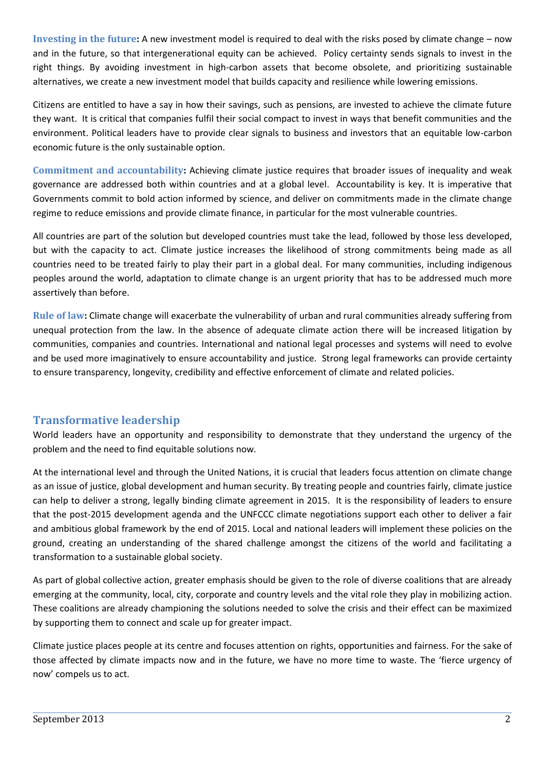**Investing in the future:** A new investment model is required to deal with the risks posed by climate change – now and in the future, so that intergenerational equity can be achieved. Policy certainty sends signals to invest in the right things. By avoiding investment in high-carbon assets that become obsolete, and prioritizing sustainable alternatives, we create a new investment model that builds capacity and resilience while lowering emissions.

Citizens are entitled to have a say in how their savings, such as pensions, are invested to achieve the climate future they want. It is critical that companies fulfil their social compact to invest in ways that benefit communities and the environment. Political leaders have to provide clear signals to business and investors that an equitable low-carbon economic future is the only sustainable option.

**Commitment and accountability:** Achieving climate justice requires that broader issues of inequality and weak governance are addressed both within countries and at a global level. Accountability is key. It is imperative that Governments commit to bold action informed by science, and deliver on commitments made in the climate change regime to reduce emissions and provide climate finance, in particular for the most vulnerable countries.

All countries are part of the solution but developed countries must take the lead, followed by those less developed, but with the capacity to act. Climate justice increases the likelihood of strong commitments being made as all countries need to be treated fairly to play their part in a global deal. For many communities, including indigenous peoples around the world, adaptation to climate change is an urgent priority that has to be addressed much more assertively than before.

**Rule of law:** Climate change will exacerbate the vulnerability of urban and rural communities already suffering from unequal protection from the law. In the absence of adequate climate action there will be increased litigation by communities, companies and countries. International and national legal processes and systems will need to evolve and be used more imaginatively to ensure accountability and justice. Strong legal frameworks can provide certainty to ensure transparency, longevity, credibility and effective enforcement of climate and related policies.

## Transformative leadership

World leaders have an opportunity and responsibility to demonstrate that they understand the urgency of the problem and the need to find equitable solutions now.

At the international level and through the United Nations, it is crucial that leaders focus attention on climate change as an issue of justice, global development and human security. By treating people and countries fairly, climate justice can help to deliver a strong, legally binding climate agreement in 2015. It is the responsibility of leaders to ensure that the post-2015 development agenda and the UNFCCC climate negotiations support each other to deliver a fair and ambitious global framework by the end of 2015. Local and national leaders will implement these policies on the ground, creating an understanding of the shared challenge amongst the citizens of the world and facilitating a transformation to a sustainable global society.

As part of global collective action, greater emphasis should be given to the role of diverse coalitions that are already emerging at the community, local, city, corporate and country levels and the vital role they play in mobilizing action. These coalitions are already championing the solutions needed to solve the crisis and their effect can be maximized by supporting them to connect and scale up for greater impact.

Climate justice places people at its centre and focuses attention on rights, opportunities and fairness. For the sake of those affected by climate impacts now and in the future, we have no more time to waste. The 'fierce urgency of now' compels us to act.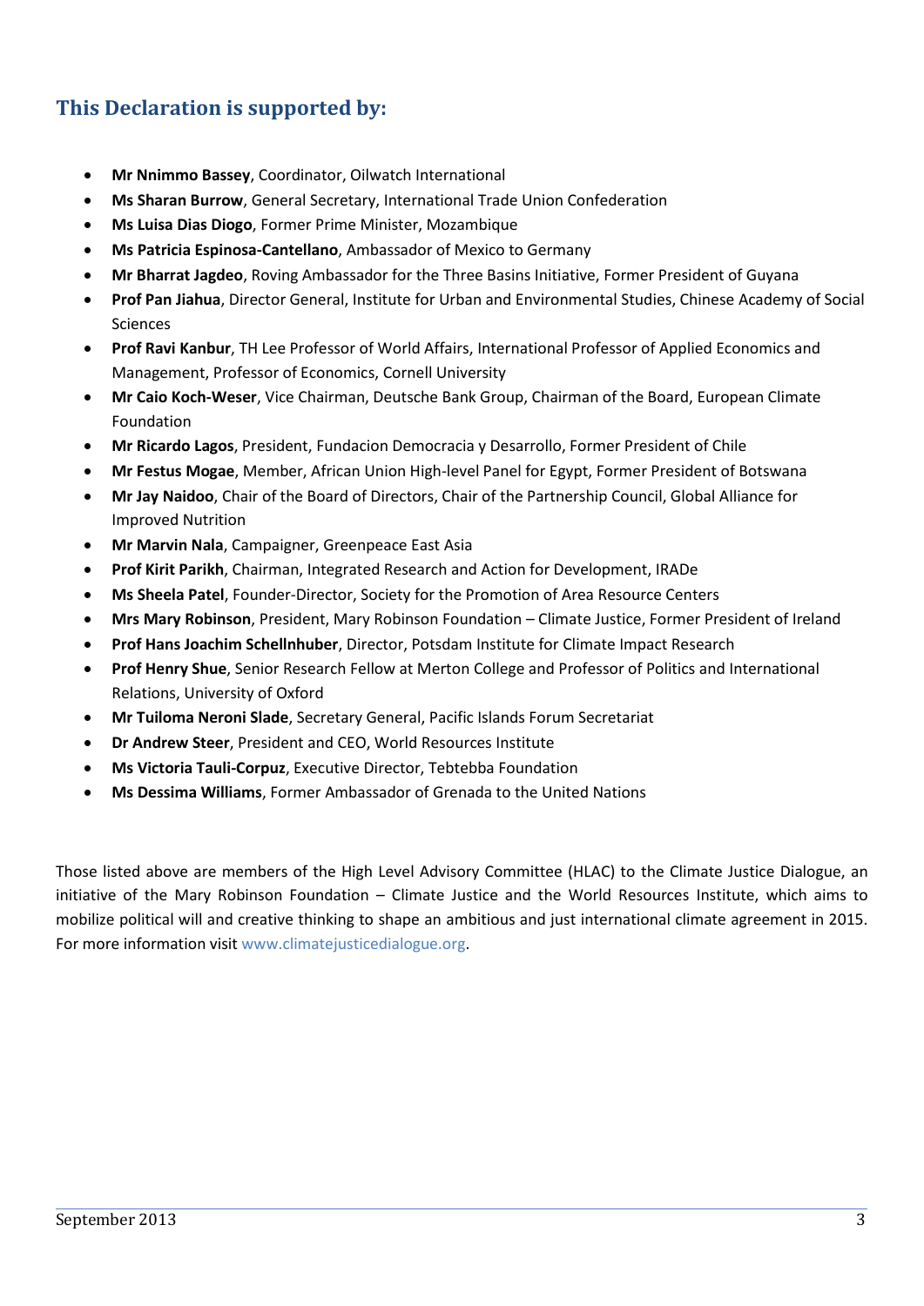## This Declaration is supported by:

- **Mr Nnimmo Bassey**, Coordinator, Oilwatch International
- **Ms Sharan Burrow**, General Secretary, International Trade Union Confederation
- **Ms Luisa Dias Diogo**, Former Prime Minister, Mozambique
- **Ms Patricia Espinosa-Cantellano**, Ambassador of Mexico to Germany
- **Mr Bharrat Jagdeo**, Roving Ambassador for the Three Basins Initiative, Former President of Guyana
- **Prof Pan Jiahua**, Director General, Institute for Urban and Environmental Studies, Chinese Academy of Social Sciences
- **Prof Ravi Kanbur**, TH Lee Professor of World Affairs, International Professor of Applied Economics and Management, Professor of Economics, Cornell University
- **Mr Caio Koch-Weser**, Vice Chairman, Deutsche Bank Group, Chairman of the Board, European Climate Foundation
- **Mr Ricardo Lagos**, President, Fundacion Democracia y Desarrollo, Former President of Chile
- **Mr Festus Mogae**, Member, African Union High-level Panel for Egypt, Former President of Botswana
- **Mr Jay Naidoo**, Chair of the Board of Directors, Chair of the Partnership Council, Global Alliance for Improved Nutrition
- **Mr Marvin Nala**, Campaigner, Greenpeace East Asia
- **Prof Kirit Parikh**, Chairman, Integrated Research and Action for Development, IRADe
- **Ms Sheela Patel**, Founder-Director, Society for the Promotion of Area Resource Centers
- **Mrs Mary Robinson**, President, Mary Robinson Foundation – Climate Justice, Former President of Ireland
- **Prof Hans Joachim Schellnhuber**, Director, Potsdam Institute for Climate Impact Research
- **Prof Henry Shue**, Senior Research Fellow at Merton College and Professor of Politics and International Relations, University of Oxford
- **Mr Tuiloma Neroni Slade**, Secretary General, Pacific Islands Forum Secretariat
- **Dr Andrew Steer**, President and CEO, World Resources Institute
- **Ms Victoria Tauli-Corpuz**, Executive Director, Tebtebba Foundation
- **Ms Dessima Williams**, Former Ambassador of Grenada to the United Nations

Those listed above are members of the High Level Advisory Committee (HLAC) to the Climate Justice Dialogue, an initiative of the Mary Robinson Foundation – Climate Justice and the World Resources Institute, which aims to mobilize political will and creative thinking to shape an ambitious and just international climate agreement in 2015. For more information visit www.climatejusticedialogue.org.